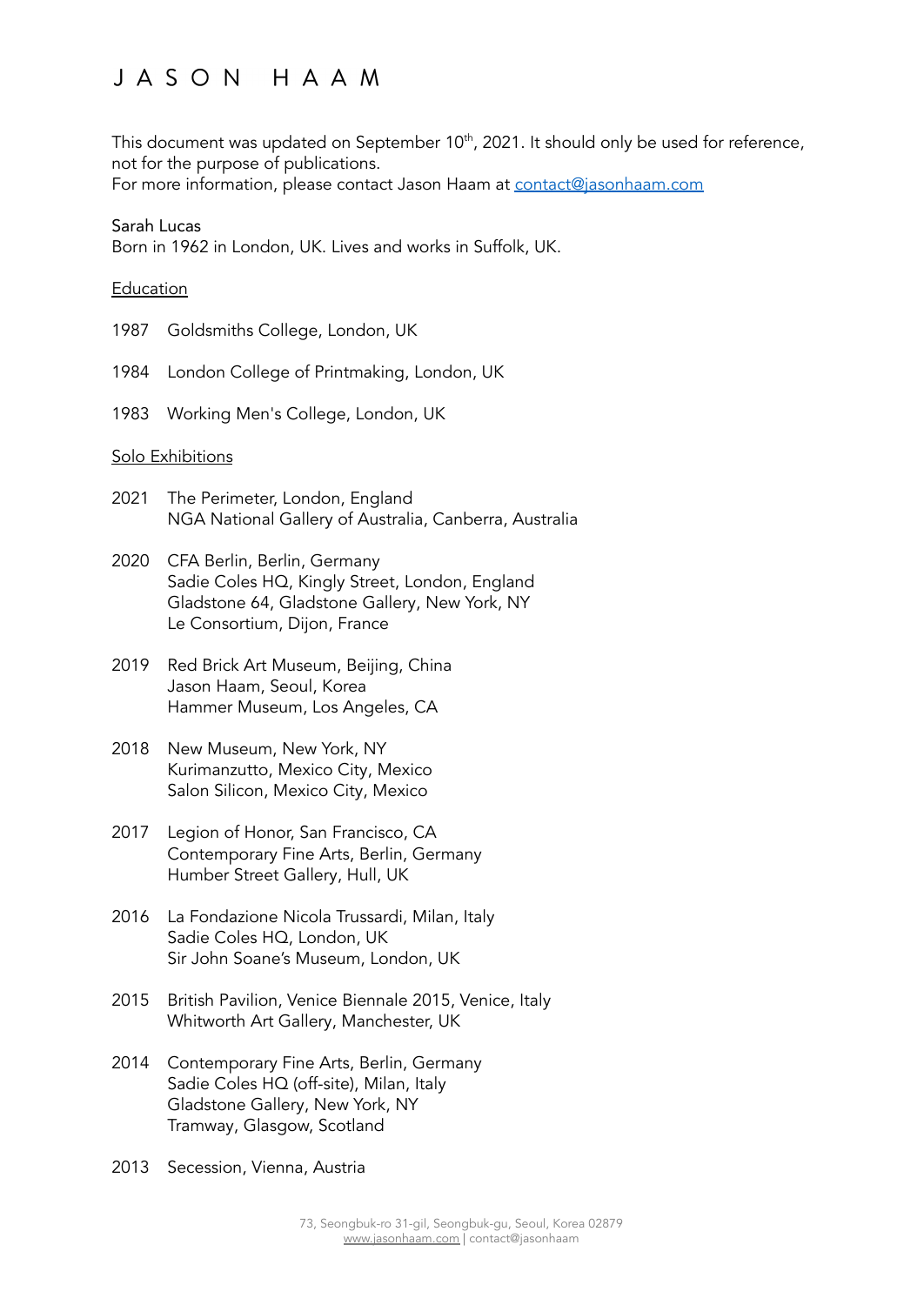# J A S O N   H A A M

This document was updated on September 10th, 2021. It should only be used for reference, not for the purpose of publications.
For more information, please contact Jason Haam at contact@jasonhaam.com

Sarah Lucas
Born in 1962 in London, UK. Lives and works in Suffolk, UK.

## Education

1987 Goldsmiths College, London, UK

1984 London College of Printmaking, London, UK

1983 Working Men's College, London, UK

## Solo Exhibitions

2021 The Perimeter, London, England
NGA National Gallery of Australia, Canberra, Australia

2020 CFA Berlin, Berlin, Germany
Sadie Coles HQ, Kingly Street, London, England
Gladstone 64, Gladstone Gallery, New York, NY
Le Consortium, Dijon, France

2019 Red Brick Art Museum, Beijing, China
Jason Haam, Seoul, Korea
Hammer Museum, Los Angeles, CA

2018 New Museum, New York, NY
Kurimanzutto, Mexico City, Mexico
Salon Silicon, Mexico City, Mexico

2017 Legion of Honor, San Francisco, CA
Contemporary Fine Arts, Berlin, Germany
Humber Street Gallery, Hull, UK

2016 La Fondazione Nicola Trussardi, Milan, Italy
Sadie Coles HQ, London, UK
Sir John Soane's Museum, London, UK

2015 British Pavilion, Venice Biennale 2015, Venice, Italy
Whitworth Art Gallery, Manchester, UK

2014 Contemporary Fine Arts, Berlin, Germany
Sadie Coles HQ (off-site), Milan, Italy
Gladstone Gallery, New York, NY
Tramway, Glasgow, Scotland

2013 Secession, Vienna, Austria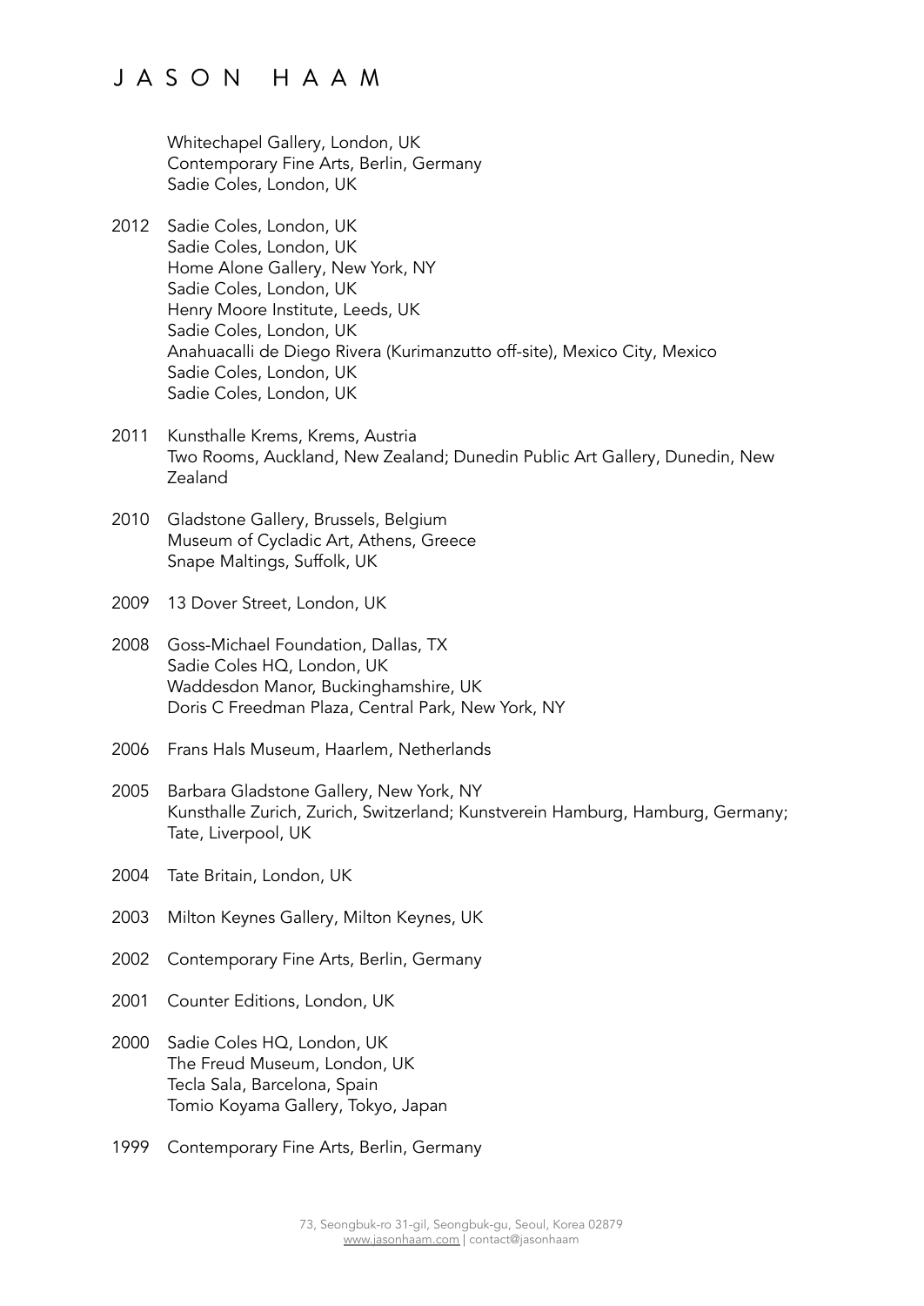Whitechapel Gallery, London, UK
Contemporary Fine Arts, Berlin, Germany
Sadie Coles, London, UK

2012 Sadie Coles, London, UK
Sadie Coles, London, UK
Home Alone Gallery, New York, NY
Sadie Coles, London, UK
Henry Moore Institute, Leeds, UK
Sadie Coles, London, UK
Anahuacalli de Diego Rivera (Kurimanzutto off-site), Mexico City, Mexico
Sadie Coles, London, UK
Sadie Coles, London, UK

2011 Kunsthalle Krems, Krems, Austria
Two Rooms, Auckland, New Zealand; Dunedin Public Art Gallery, Dunedin, New Zealand

2010 Gladstone Gallery, Brussels, Belgium
Museum of Cycladic Art, Athens, Greece
Snape Maltings, Suffolk, UK

2009 13 Dover Street, London, UK

2008 Goss-Michael Foundation, Dallas, TX
Sadie Coles HQ, London, UK
Waddesdon Manor, Buckinghamshire, UK
Doris C Freedman Plaza, Central Park, New York, NY

2006 Frans Hals Museum, Haarlem, Netherlands

2005 Barbara Gladstone Gallery, New York, NY
Kunsthalle Zurich, Zurich, Switzerland; Kunstverein Hamburg, Hamburg, Germany; Tate, Liverpool, UK

2004 Tate Britain, London, UK

2003 Milton Keynes Gallery, Milton Keynes, UK

2002 Contemporary Fine Arts, Berlin, Germany

2001 Counter Editions, London, UK

2000 Sadie Coles HQ, London, UK
The Freud Museum, London, UK
Tecla Sala, Barcelona, Spain
Tomio Koyama Gallery, Tokyo, Japan

1999 Contemporary Fine Arts, Berlin, Germany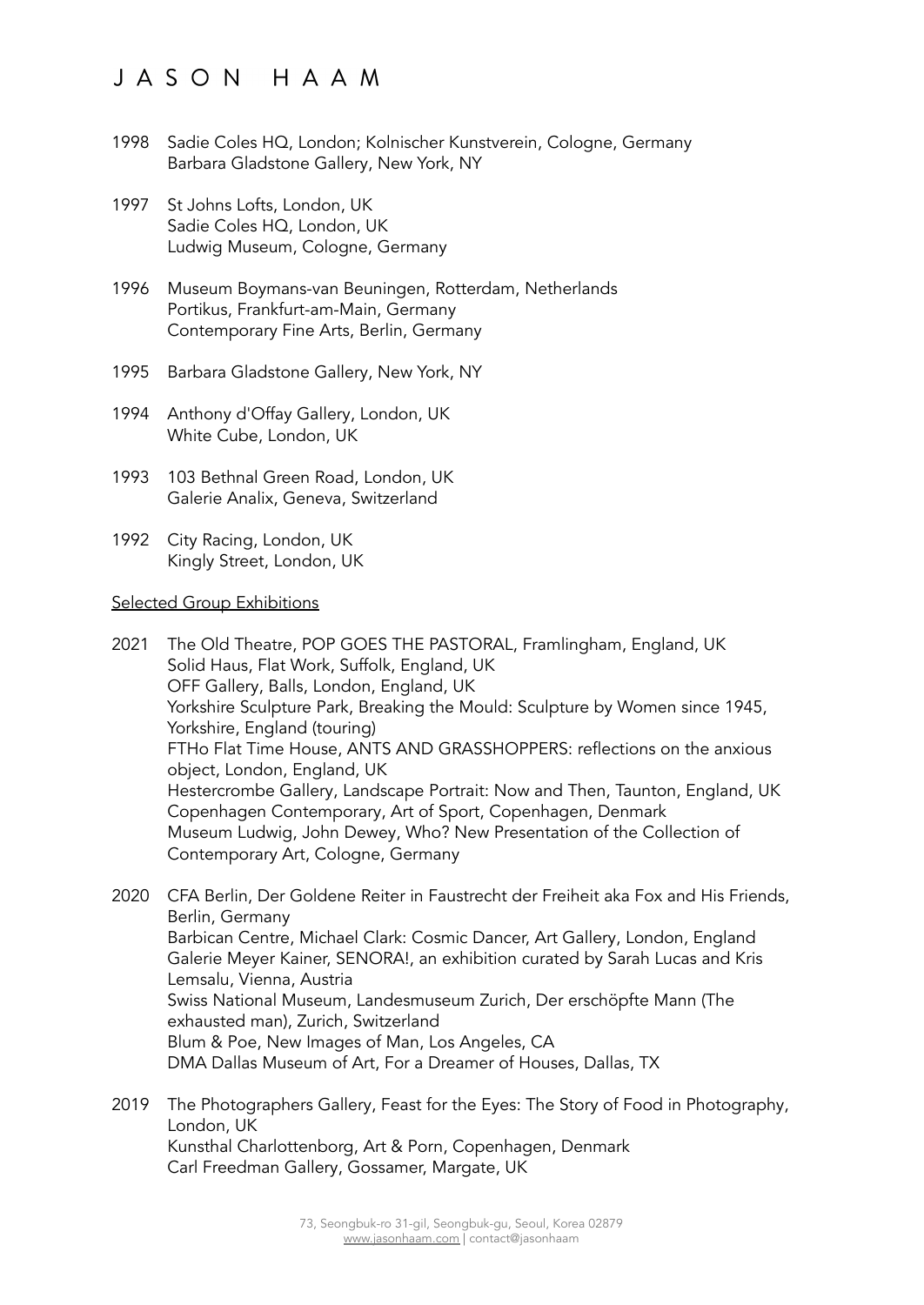1998 Sadie Coles HQ, London; Kolnischer Kunstverein, Cologne, Germany
Barbara Gladstone Gallery, New York, NY

1997 St Johns Lofts, London, UK
Sadie Coles HQ, London, UK
Ludwig Museum, Cologne, Germany

1996 Museum Boymans-van Beuningen, Rotterdam, Netherlands
Portikus, Frankfurt-am-Main, Germany
Contemporary Fine Arts, Berlin, Germany

1995 Barbara Gladstone Gallery, New York, NY

1994 Anthony d'Offay Gallery, London, UK
White Cube, London, UK

1993 103 Bethnal Green Road, London, UK
Galerie Analix, Geneva, Switzerland

1992 City Racing, London, UK
Kingly Street, London, UK

## Selected Group Exhibitions

2021 The Old Theatre, POP GOES THE PASTORAL, Framlingham, England, UK
Solid Haus, Flat Work, Suffolk, England, UK
OFF Gallery, Balls, London, England, UK
Yorkshire Sculpture Park, Breaking the Mould: Sculpture by Women since 1945, Yorkshire, England (touring)
FTHo Flat Time House, ANTS AND GRASSHOPPERS: reflections on the anxious object, London, England, UK
Hestercrombe Gallery, Landscape Portrait: Now and Then, Taunton, England, UK
Copenhagen Contemporary, Art of Sport, Copenhagen, Denmark
Museum Ludwig, John Dewey, Who? New Presentation of the Collection of Contemporary Art, Cologne, Germany

2020 CFA Berlin, Der Goldene Reiter in Faustrecht der Freiheit aka Fox and His Friends, Berlin, Germany
Barbican Centre, Michael Clark: Cosmic Dancer, Art Gallery, London, England
Galerie Meyer Kainer, SENORA!, an exhibition curated by Sarah Lucas and Kris Lemsalu, Vienna, Austria
Swiss National Museum, Landesmuseum Zurich, Der erschöpfte Mann (The exhausted man), Zurich, Switzerland
Blum & Poe, New Images of Man, Los Angeles, CA
DMA Dallas Museum of Art, For a Dreamer of Houses, Dallas, TX

2019 The Photographers Gallery, Feast for the Eyes: The Story of Food in Photography, London, UK
Kunsthal Charlottenborg, Art & Porn, Copenhagen, Denmark
Carl Freedman Gallery, Gossamer, Margate, UK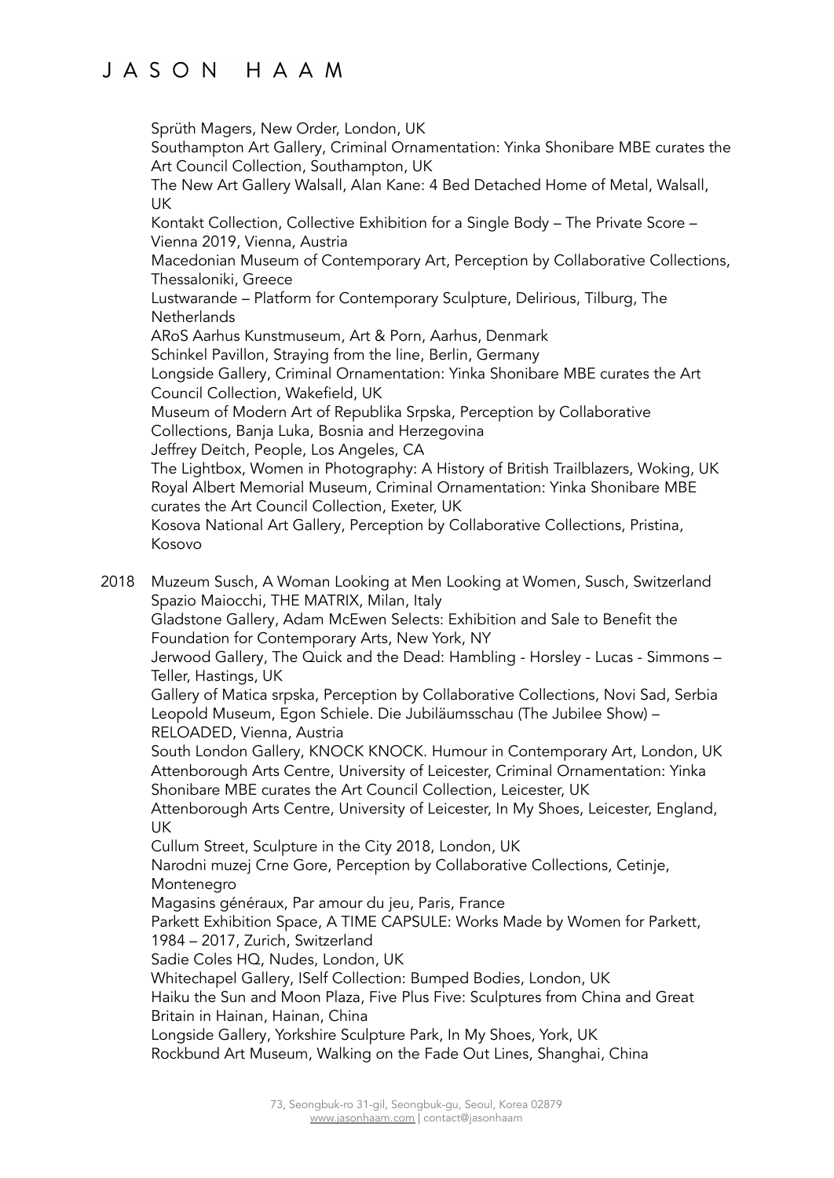Sprüth Magers, New Order, London, UK
Southampton Art Gallery, Criminal Ornamentation: Yinka Shonibare MBE curates the Art Council Collection, Southampton, UK
The New Art Gallery Walsall, Alan Kane: 4 Bed Detached Home of Metal, Walsall, UK
Kontakt Collection, Collective Exhibition for a Single Body – The Private Score – Vienna 2019, Vienna, Austria
Macedonian Museum of Contemporary Art, Perception by Collaborative Collections, Thessaloniki, Greece
Lustwarande – Platform for Contemporary Sculpture, Delirious, Tilburg, The Netherlands
ARoS Aarhus Kunstmuseum, Art & Porn, Aarhus, Denmark
Schinkel Pavillon, Straying from the line, Berlin, Germany
Longside Gallery, Criminal Ornamentation: Yinka Shonibare MBE curates the Art Council Collection, Wakefield, UK
Museum of Modern Art of Republika Srpska, Perception by Collaborative Collections, Banja Luka, Bosnia and Herzegovina
Jeffrey Deitch, People, Los Angeles, CA
The Lightbox, Women in Photography: A History of British Trailblazers, Woking, UK
Royal Albert Memorial Museum, Criminal Ornamentation: Yinka Shonibare MBE curates the Art Council Collection, Exeter, UK
Kosova National Art Gallery, Perception by Collaborative Collections, Pristina, Kosovo

2018 Muzeum Susch, A Woman Looking at Men Looking at Women, Susch, Switzerland
Spazio Maiocchi, THE MATRIX, Milan, Italy
Gladstone Gallery, Adam McEwen Selects: Exhibition and Sale to Benefit the Foundation for Contemporary Arts, New York, NY
Jerwood Gallery, The Quick and the Dead: Hambling - Horsley - Lucas - Simmons – Teller, Hastings, UK
Gallery of Matica srpska, Perception by Collaborative Collections, Novi Sad, Serbia
Leopold Museum, Egon Schiele. Die Jubiläumsschau (The Jubilee Show) – RELOADED, Vienna, Austria
South London Gallery, KNOCK KNOCK. Humour in Contemporary Art, London, UK
Attenborough Arts Centre, University of Leicester, Criminal Ornamentation: Yinka Shonibare MBE curates the Art Council Collection, Leicester, UK
Attenborough Arts Centre, University of Leicester, In My Shoes, Leicester, England, UK
Cullum Street, Sculpture in the City 2018, London, UK
Narodni muzej Crne Gore, Perception by Collaborative Collections, Cetinje, Montenegro
Magasins généraux, Par amour du jeu, Paris, France
Parkett Exhibition Space, A TIME CAPSULE: Works Made by Women for Parkett, 1984 – 2017, Zurich, Switzerland
Sadie Coles HQ, Nudes, London, UK
Whitechapel Gallery, ISelf Collection: Bumped Bodies, London, UK
Haiku the Sun and Moon Plaza, Five Plus Five: Sculptures from China and Great Britain in Hainan, Hainan, China
Longside Gallery, Yorkshire Sculpture Park, In My Shoes, York, UK
Rockbund Art Museum, Walking on the Fade Out Lines, Shanghai, China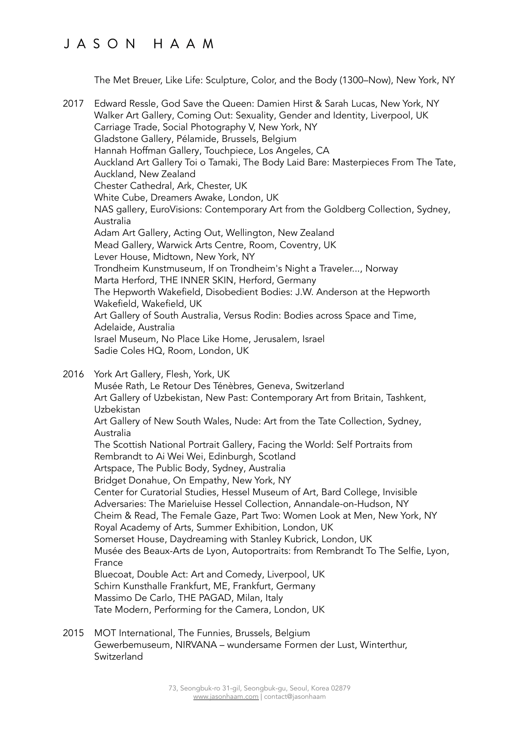The Met Breuer, Like Life: Sculpture, Color, and the Body (1300–Now), New York, NY

2017 Edward Ressle, God Save the Queen: Damien Hirst & Sarah Lucas, New York, NY
Walker Art Gallery, Coming Out: Sexuality, Gender and Identity, Liverpool, UK
Carriage Trade, Social Photography V, New York, NY
Gladstone Gallery, Pélamide, Brussels, Belgium
Hannah Hoffman Gallery, Touchpiece, Los Angeles, CA
Auckland Art Gallery Toi o Tamaki, The Body Laid Bare: Masterpieces From The Tate, Auckland, New Zealand
Chester Cathedral, Ark, Chester, UK
White Cube, Dreamers Awake, London, UK
NAS gallery, EuroVisions: Contemporary Art from the Goldberg Collection, Sydney, Australia
Adam Art Gallery, Acting Out, Wellington, New Zealand
Mead Gallery, Warwick Arts Centre, Room, Coventry, UK
Lever House, Midtown, New York, NY
Trondheim Kunstmuseum, If on Trondheim's Night a Traveler..., Norway
Marta Herford, THE INNER SKIN, Herford, Germany
The Hepworth Wakefield, Disobedient Bodies: J.W. Anderson at the Hepworth Wakefield, Wakefield, UK
Art Gallery of South Australia, Versus Rodin: Bodies across Space and Time, Adelaide, Australia
Israel Museum, No Place Like Home, Jerusalem, Israel
Sadie Coles HQ, Room, London, UK

2016 York Art Gallery, Flesh, York, UK
Musée Rath, Le Retour Des Ténèbres, Geneva, Switzerland
Art Gallery of Uzbekistan, New Past: Contemporary Art from Britain, Tashkent, Uzbekistan
Art Gallery of New South Wales, Nude: Art from the Tate Collection, Sydney, Australia
The Scottish National Portrait Gallery, Facing the World: Self Portraits from Rembrandt to Ai Wei Wei, Edinburgh, Scotland
Artspace, The Public Body, Sydney, Australia
Bridget Donahue, On Empathy, New York, NY
Center for Curatorial Studies, Hessel Museum of Art, Bard College, Invisible Adversaries: The Marieluise Hessel Collection, Annandale-on-Hudson, NY
Cheim & Read, The Female Gaze, Part Two: Women Look at Men, New York, NY
Royal Academy of Arts, Summer Exhibition, London, UK
Somerset House, Daydreaming with Stanley Kubrick, London, UK
Musée des Beaux-Arts de Lyon, Autoportraits: from Rembrandt To The Selfie, Lyon, France
Bluecoat, Double Act: Art and Comedy, Liverpool, UK
Schirn Kunsthalle Frankfurt, ME, Frankfurt, Germany
Massimo De Carlo, THE PAGAD, Milan, Italy
Tate Modern, Performing for the Camera, London, UK

2015 MOT International, The Funnies, Brussels, Belgium
Gewerbemuseum, NIRVANA – wundersame Formen der Lust, Winterthur, Switzerland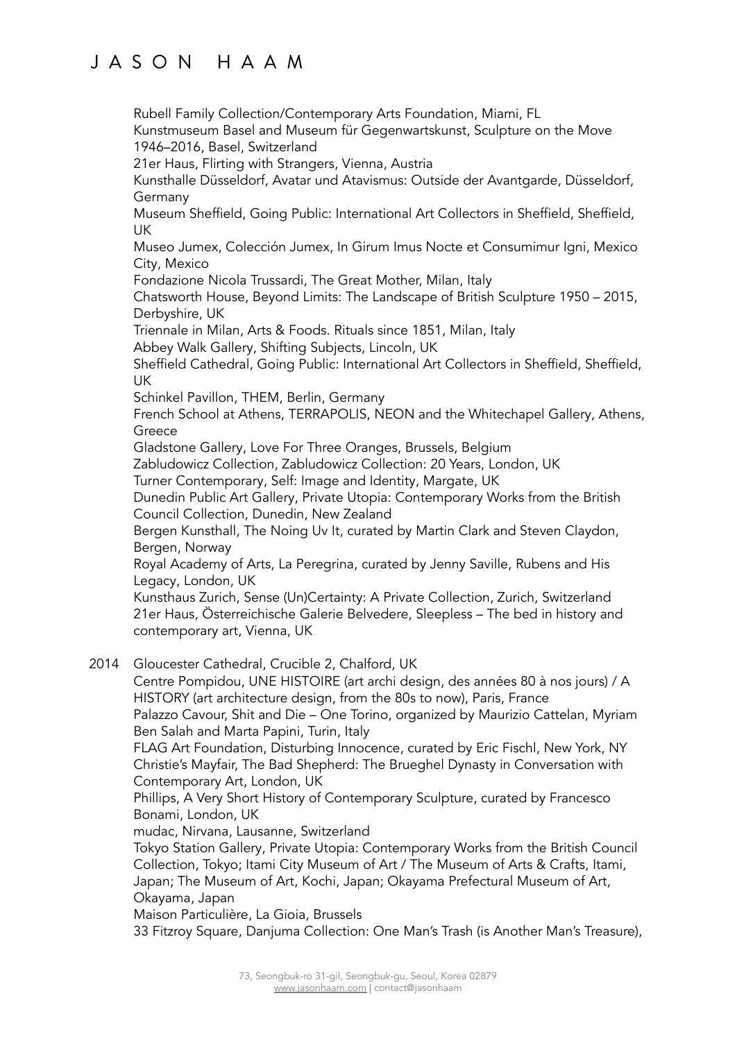Rubell Family Collection/Contemporary Arts Foundation, Miami, FL

Kunstmuseum Basel and Museum für Gegenwartskunst, Sculpture on the Move 1946–2016, Basel, Switzerland

21er Haus, Flirting with Strangers, Vienna, Austria

Kunsthalle Düsseldorf, Avatar und Atavismus: Outside der Avantgarde, Düsseldorf, Germany

Museum Sheffield, Going Public: International Art Collectors in Sheffield, Sheffield, UK

Museo Jumex, Colección Jumex, In Girum Imus Nocte et Consumimur Igni, Mexico City, Mexico

Fondazione Nicola Trussardi, The Great Mother, Milan, Italy

Chatsworth House, Beyond Limits: The Landscape of British Sculpture 1950 – 2015, Derbyshire, UK

Triennale in Milan, Arts & Foods. Rituals since 1851, Milan, Italy

Abbey Walk Gallery, Shifting Subjects, Lincoln, UK

Sheffield Cathedral, Going Public: International Art Collectors in Sheffield, Sheffield, UK

Schinkel Pavillon, THEM, Berlin, Germany

French School at Athens, TERRAPOLIS, NEON and the Whitechapel Gallery, Athens, Greece

Gladstone Gallery, Love For Three Oranges, Brussels, Belgium

Zabludowicz Collection, Zabludowicz Collection: 20 Years, London, UK

Turner Contemporary, Self: Image and Identity, Margate, UK

Dunedin Public Art Gallery, Private Utopia: Contemporary Works from the British Council Collection, Dunedin, New Zealand

Bergen Kunsthall, The Noing Uv It, curated by Martin Clark and Steven Claydon, Bergen, Norway

Royal Academy of Arts, La Peregrina, curated by Jenny Saville, Rubens and His Legacy, London, UK

Kunsthaus Zurich, Sense (Un)Certainty: A Private Collection, Zurich, Switzerland

21er Haus, Österreichische Galerie Belvedere, Sleepless – The bed in history and contemporary art, Vienna, UK

2014 Gloucester Cathedral, Crucible 2, Chalford, UK

Centre Pompidou, UNE HISTOIRE (art archi design, des années 80 à nos jours) / A HISTORY (art architecture design, from the 80s to now), Paris, France

Palazzo Cavour, Shit and Die – One Torino, organized by Maurizio Cattelan, Myriam Ben Salah and Marta Papini, Turin, Italy

FLAG Art Foundation, Disturbing Innocence, curated by Eric Fischl, New York, NY

Christie's Mayfair, The Bad Shepherd: The Brueghel Dynasty in Conversation with Contemporary Art, London, UK

Phillips, A Very Short History of Contemporary Sculpture, curated by Francesco Bonami, London, UK

mudac, Nirvana, Lausanne, Switzerland

Tokyo Station Gallery, Private Utopia: Contemporary Works from the British Council Collection, Tokyo; Itami City Museum of Art / The Museum of Arts & Crafts, Itami, Japan; The Museum of Art, Kochi, Japan; Okayama Prefectural Museum of Art, Okayama, Japan

Maison Particulière, La Gioia, Brussels

33 Fitzroy Square, Danjuma Collection: One Man's Trash (is Another Man's Treasure),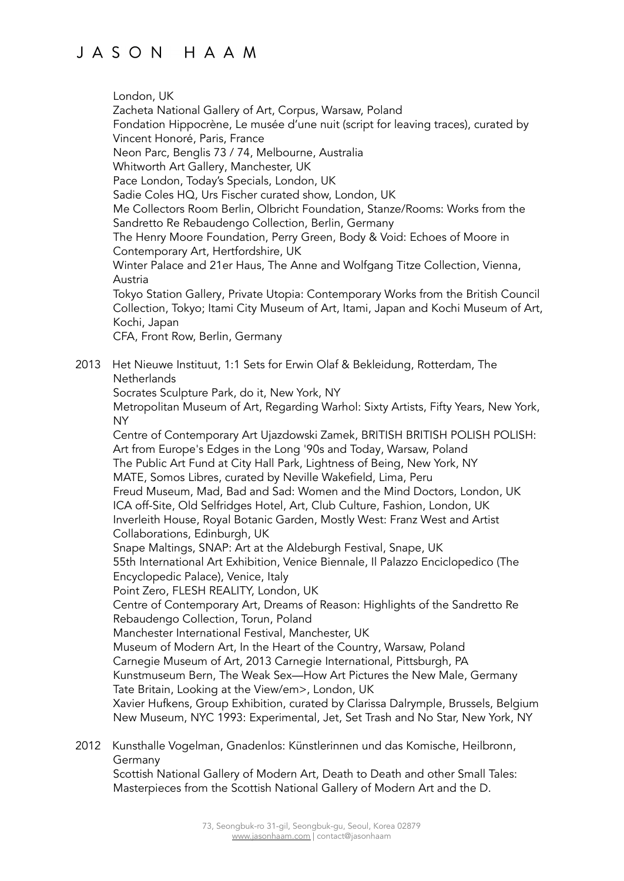London, UK
Zacheta National Gallery of Art, Corpus, Warsaw, Poland
Fondation Hippocrène, Le musée d'une nuit (script for leaving traces), curated by Vincent Honoré, Paris, France
Neon Parc, Benglis 73 / 74, Melbourne, Australia
Whitworth Art Gallery, Manchester, UK
Pace London, Today's Specials, London, UK
Sadie Coles HQ, Urs Fischer curated show, London, UK
Me Collectors Room Berlin, Olbricht Foundation, Stanze/Rooms: Works from the Sandretto Re Rebaudengo Collection, Berlin, Germany
The Henry Moore Foundation, Perry Green, Body & Void: Echoes of Moore in Contemporary Art, Hertfordshire, UK
Winter Palace and 21er Haus, The Anne and Wolfgang Titze Collection, Vienna, Austria
Tokyo Station Gallery, Private Utopia: Contemporary Works from the British Council Collection, Tokyo; Itami City Museum of Art, Itami, Japan and Kochi Museum of Art, Kochi, Japan
CFA, Front Row, Berlin, Germany

2013 Het Nieuwe Instituut, 1:1 Sets for Erwin Olaf & Bekleidung, Rotterdam, The Netherlands
Socrates Sculpture Park, do it, New York, NY
Metropolitan Museum of Art, Regarding Warhol: Sixty Artists, Fifty Years, New York, NY
Centre of Contemporary Art Ujazdowski Zamek, BRITISH BRITISH POLISH POLISH: Art from Europe's Edges in the Long '90s and Today, Warsaw, Poland
The Public Art Fund at City Hall Park, Lightness of Being, New York, NY
MATE, Somos Libres, curated by Neville Wakefield, Lima, Peru
Freud Museum, Mad, Bad and Sad: Women and the Mind Doctors, London, UK
ICA off-Site, Old Selfridges Hotel, Art, Club Culture, Fashion, London, UK
Inverleith House, Royal Botanic Garden, Mostly West: Franz West and Artist Collaborations, Edinburgh, UK
Snape Maltings, SNAP: Art at the Aldeburgh Festival, Snape, UK
55th International Art Exhibition, Venice Biennale, Il Palazzo Enciclopedico (The Encyclopedic Palace), Venice, Italy
Point Zero, FLESH REALITY, London, UK
Centre of Contemporary Art, Dreams of Reason: Highlights of the Sandretto Re Rebaudengo Collection, Torun, Poland
Manchester International Festival, Manchester, UK
Museum of Modern Art, In the Heart of the Country, Warsaw, Poland
Carnegie Museum of Art, 2013 Carnegie International, Pittsburgh, PA
Kunstmuseum Bern, The Weak Sex—How Art Pictures the New Male, Germany
Tate Britain, Looking at the View/em>, London, UK
Xavier Hufkens, Group Exhibition, curated by Clarissa Dalrymple, Brussels, Belgium
New Museum, NYC 1993: Experimental, Jet, Set Trash and No Star, New York, NY

2012 Kunsthalle Vogelman, Gnadenlos: Künstlerinnen und das Komische, Heilbronn, Germany
Scottish National Gallery of Modern Art, Death to Death and other Small Tales: Masterpieces from the Scottish National Gallery of Modern Art and the D.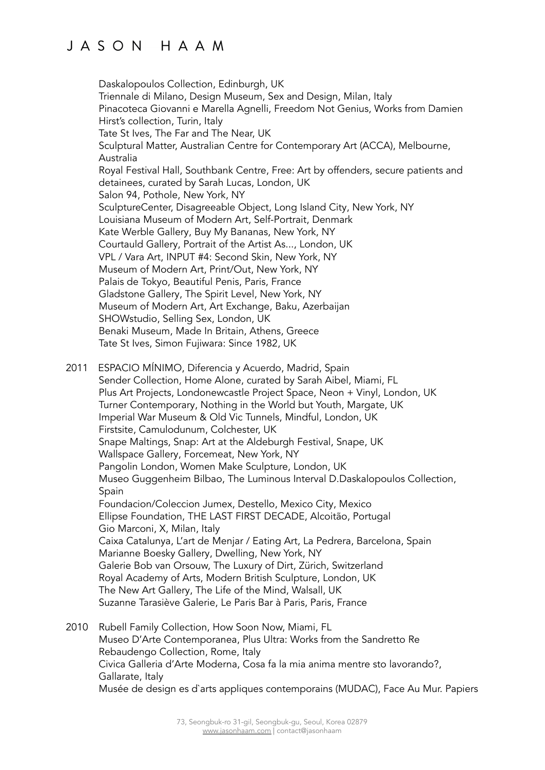Daskalopoulos Collection, Edinburgh, UK
Triennale di Milano, Design Museum, Sex and Design, Milan, Italy
Pinacoteca Giovanni e Marella Agnelli, Freedom Not Genius, Works from Damien Hirst's collection, Turin, Italy
Tate St Ives, The Far and The Near, UK
Sculptural Matter, Australian Centre for Contemporary Art (ACCA), Melbourne, Australia
Royal Festival Hall, Southbank Centre, Free: Art by offenders, secure patients and detainees, curated by Sarah Lucas, London, UK
Salon 94, Pothole, New York, NY
SculptureCenter, Disagreeable Object, Long Island City, New York, NY
Louisiana Museum of Modern Art, Self-Portrait, Denmark
Kate Werble Gallery, Buy My Bananas, New York, NY
Courtauld Gallery, Portrait of the Artist As..., London, UK
VPL / Vara Art, INPUT #4: Second Skin, New York, NY
Museum of Modern Art, Print/Out, New York, NY
Palais de Tokyo, Beautiful Penis, Paris, France
Gladstone Gallery, The Spirit Level, New York, NY
Museum of Modern Art, Art Exchange, Baku, Azerbaijan
SHOWstudio, Selling Sex, London, UK
Benaki Museum, Made In Britain, Athens, Greece
Tate St Ives, Simon Fujiwara: Since 1982, UK

2011 ESPACIO MÍNIMO, Diferencia y Acuerdo, Madrid, Spain
Sender Collection, Home Alone, curated by Sarah Aibel, Miami, FL
Plus Art Projects, Londonewcastle Project Space, Neon + Vinyl, London, UK
Turner Contemporary, Nothing in the World but Youth, Margate, UK
Imperial War Museum & Old Vic Tunnels, Mindful, London, UK
Firstsite, Camulodunum, Colchester, UK
Snape Maltings, Snap: Art at the Aldeburgh Festival, Snape, UK
Wallspace Gallery, Forcemeat, New York, NY
Pangolin London, Women Make Sculpture, London, UK
Museo Guggenheim Bilbao, The Luminous Interval D.Daskalopoulos Collection, Spain
Foundacion/Coleccion Jumex, Destello, Mexico City, Mexico
Ellipse Foundation, THE LAST FIRST DECADE, Alcoitão, Portugal
Gio Marconi, X, Milan, Italy
Caixa Catalunya, L'art de Menjar / Eating Art, La Pedrera, Barcelona, Spain
Marianne Boesky Gallery, Dwelling, New York, NY
Galerie Bob van Orsouw, The Luxury of Dirt, Zürich, Switzerland
Royal Academy of Arts, Modern British Sculpture, London, UK
The New Art Gallery, The Life of the Mind, Walsall, UK
Suzanne Tarasiève Galerie, Le Paris Bar à Paris, Paris, France

2010 Rubell Family Collection, How Soon Now, Miami, FL
Museo D'Arte Contemporanea, Plus Ultra: Works from the Sandretto Re Rebaudengo Collection, Rome, Italy
Civica Galleria d'Arte Moderna, Cosa fa la mia anima mentre sto lavorando?, Gallarate, Italy
Musée de design es d`arts appliques contemporains (MUDAC), Face Au Mur. Papiers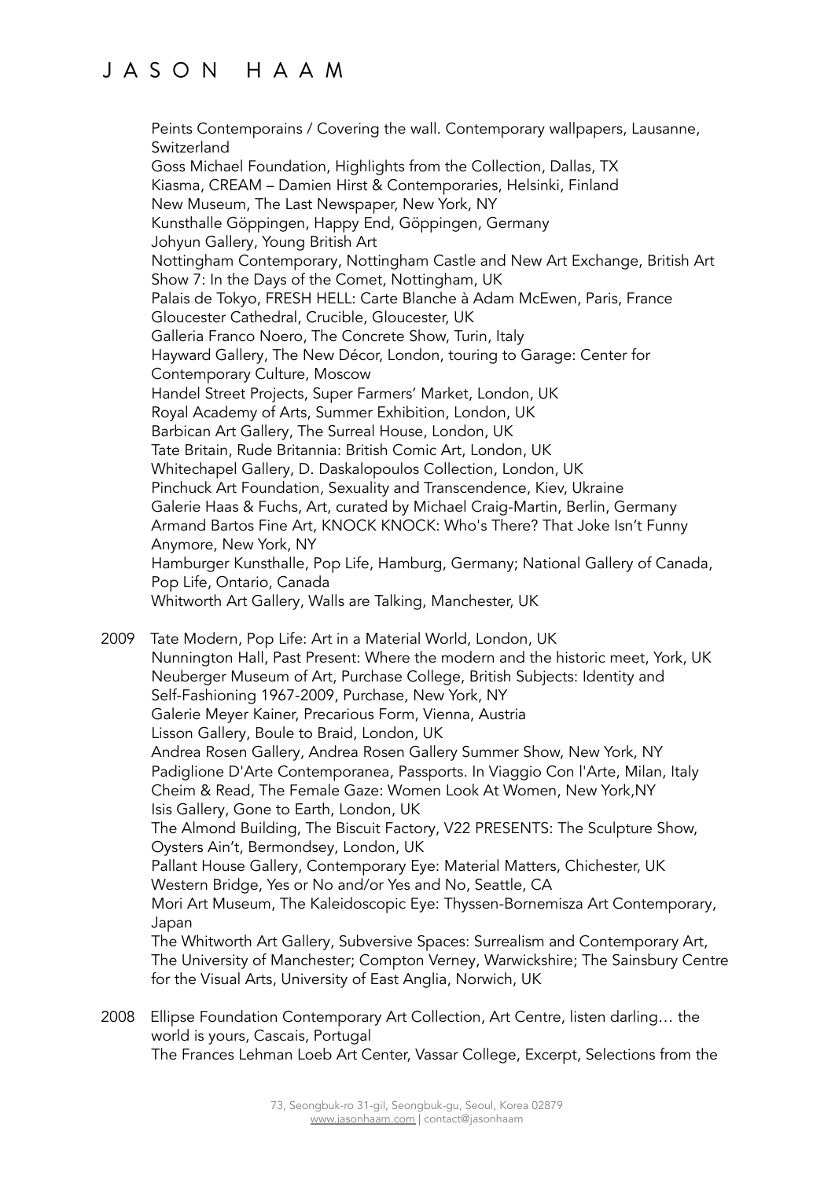Peints Contemporains / Covering the wall. Contemporary wallpapers, Lausanne, Switzerland
Goss Michael Foundation, Highlights from the Collection, Dallas, TX
Kiasma, CREAM – Damien Hirst & Contemporaries, Helsinki, Finland
New Museum, The Last Newspaper, New York, NY
Kunsthalle Göppingen, Happy End, Göppingen, Germany
Johyun Gallery, Young British Art
Nottingham Contemporary, Nottingham Castle and New Art Exchange, British Art Show 7: In the Days of the Comet, Nottingham, UK
Palais de Tokyo, FRESH HELL: Carte Blanche à Adam McEwen, Paris, France
Gloucester Cathedral, Crucible, Gloucester, UK
Galleria Franco Noero, The Concrete Show, Turin, Italy
Hayward Gallery, The New Décor, London, touring to Garage: Center for Contemporary Culture, Moscow
Handel Street Projects, Super Farmers' Market, London, UK
Royal Academy of Arts, Summer Exhibition, London, UK
Barbican Art Gallery, The Surreal House, London, UK
Tate Britain, Rude Britannia: British Comic Art, London, UK
Whitechapel Gallery, D. Daskalopoulos Collection, London, UK
Pinchuck Art Foundation, Sexuality and Transcendence, Kiev, Ukraine
Galerie Haas & Fuchs, Art, curated by Michael Craig-Martin, Berlin, Germany
Armand Bartos Fine Art, KNOCK KNOCK: Who's There? That Joke Isn't Funny Anymore, New York, NY
Hamburger Kunsthalle, Pop Life, Hamburg, Germany; National Gallery of Canada, Pop Life, Ontario, Canada
Whitworth Art Gallery, Walls are Talking, Manchester, UK

2009 Tate Modern, Pop Life: Art in a Material World, London, UK
Nunnington Hall, Past Present: Where the modern and the historic meet, York, UK
Neuberger Museum of Art, Purchase College, British Subjects: Identity and Self-Fashioning 1967-2009, Purchase, New York, NY
Galerie Meyer Kainer, Precarious Form, Vienna, Austria
Lisson Gallery, Boule to Braid, London, UK
Andrea Rosen Gallery, Andrea Rosen Gallery Summer Show, New York, NY
Padiglione D'Arte Contemporanea, Passports. In Viaggio Con l'Arte, Milan, Italy
Cheim & Read, The Female Gaze: Women Look At Women, New York,NY
Isis Gallery, Gone to Earth, London, UK
The Almond Building, The Biscuit Factory, V22 PRESENTS: The Sculpture Show, Oysters Ain't, Bermondsey, London, UK
Pallant House Gallery, Contemporary Eye: Material Matters, Chichester, UK
Western Bridge, Yes or No and/or Yes and No, Seattle, CA
Mori Art Museum, The Kaleidoscopic Eye: Thyssen-Bornemisza Art Contemporary, Japan
The Whitworth Art Gallery, Subversive Spaces: Surrealism and Contemporary Art, The University of Manchester; Compton Verney, Warwickshire; The Sainsbury Centre for the Visual Arts, University of East Anglia, Norwich, UK

2008 Ellipse Foundation Contemporary Art Collection, Art Centre, listen darling… the world is yours, Cascais, Portugal
The Frances Lehman Loeb Art Center, Vassar College, Excerpt, Selections from the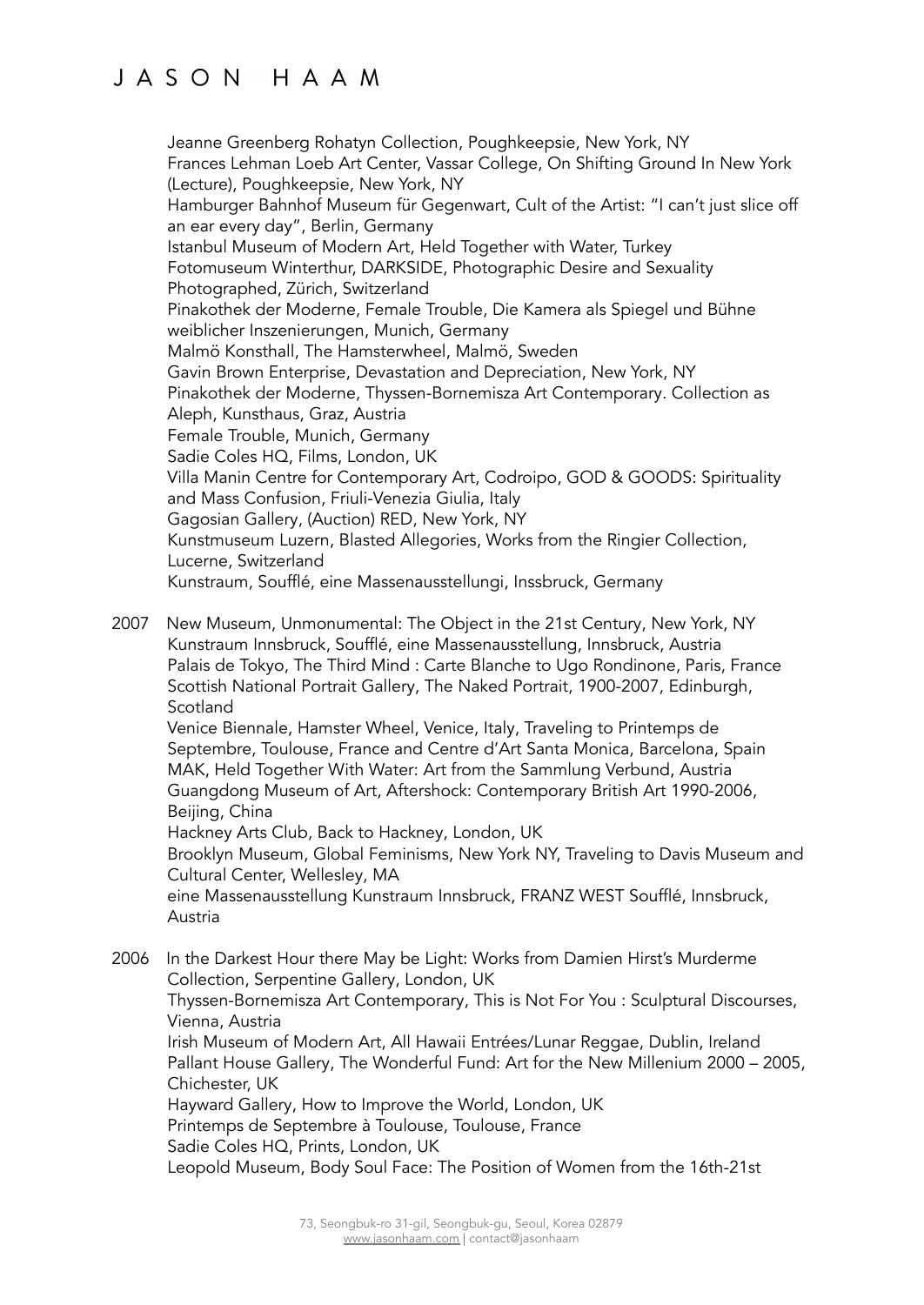Jeanne Greenberg Rohatyn Collection, Poughkeepsie, New York, NY
Frances Lehman Loeb Art Center, Vassar College, On Shifting Ground In New York (Lecture), Poughkeepsie, New York, NY
Hamburger Bahnhof Museum für Gegenwart, Cult of the Artist: "I can't just slice off an ear every day", Berlin, Germany
Istanbul Museum of Modern Art, Held Together with Water, Turkey
Fotomuseum Winterthur, DARKSIDE, Photographic Desire and Sexuality Photographed, Zürich, Switzerland
Pinakothek der Moderne, Female Trouble, Die Kamera als Spiegel und Bühne weiblicher Inszenierungen, Munich, Germany
Malmö Konsthall, The Hamsterwheel, Malmö, Sweden
Gavin Brown Enterprise, Devastation and Depreciation, New York, NY
Pinakothek der Moderne, Thyssen-Bornemisza Art Contemporary. Collection as Aleph, Kunsthaus, Graz, Austria
Female Trouble, Munich, Germany
Sadie Coles HQ, Films, London, UK
Villa Manin Centre for Contemporary Art, Codroipo, GOD & GOODS: Spirituality and Mass Confusion, Friuli-Venezia Giulia, Italy
Gagosian Gallery, (Auction) RED, New York, NY
Kunstmuseum Luzern, Blasted Allegories, Works from the Ringier Collection, Lucerne, Switzerland
Kunstraum, Soufflé, eine Massenausstellungi, Inssbruck, Germany

2007 New Museum, Unmonumental: The Object in the 21st Century, New York, NY
Kunstraum Innsbruck, Soufflé, eine Massenausstellung, Innsbruck, Austria
Palais de Tokyo, The Third Mind : Carte Blanche to Ugo Rondinone, Paris, France
Scottish National Portrait Gallery, The Naked Portrait, 1900-2007, Edinburgh, Scotland
Venice Biennale, Hamster Wheel, Venice, Italy, Traveling to Printemps de Septembre, Toulouse, France and Centre d'Art Santa Monica, Barcelona, Spain
MAK, Held Together With Water: Art from the Sammlung Verbund, Austria
Guangdong Museum of Art, Aftershock: Contemporary British Art 1990-2006, Beijing, China
Hackney Arts Club, Back to Hackney, London, UK
Brooklyn Museum, Global Feminisms, New York NY, Traveling to Davis Museum and Cultural Center, Wellesley, MA
eine Massenausstellung Kunstraum Innsbruck, FRANZ WEST Soufflé, Innsbruck, Austria

2006 In the Darkest Hour there May be Light: Works from Damien Hirst's Murderme Collection, Serpentine Gallery, London, UK
Thyssen-Bornemisza Art Contemporary, This is Not For You : Sculptural Discourses, Vienna, Austria
Irish Museum of Modern Art, All Hawaii Entrées/Lunar Reggae, Dublin, Ireland
Pallant House Gallery, The Wonderful Fund: Art for the New Millenium 2000 – 2005, Chichester, UK
Hayward Gallery, How to Improve the World, London, UK
Printemps de Septembre à Toulouse, Toulouse, France
Sadie Coles HQ, Prints, London, UK
Leopold Museum, Body Soul Face: The Position of Women from the 16th-21st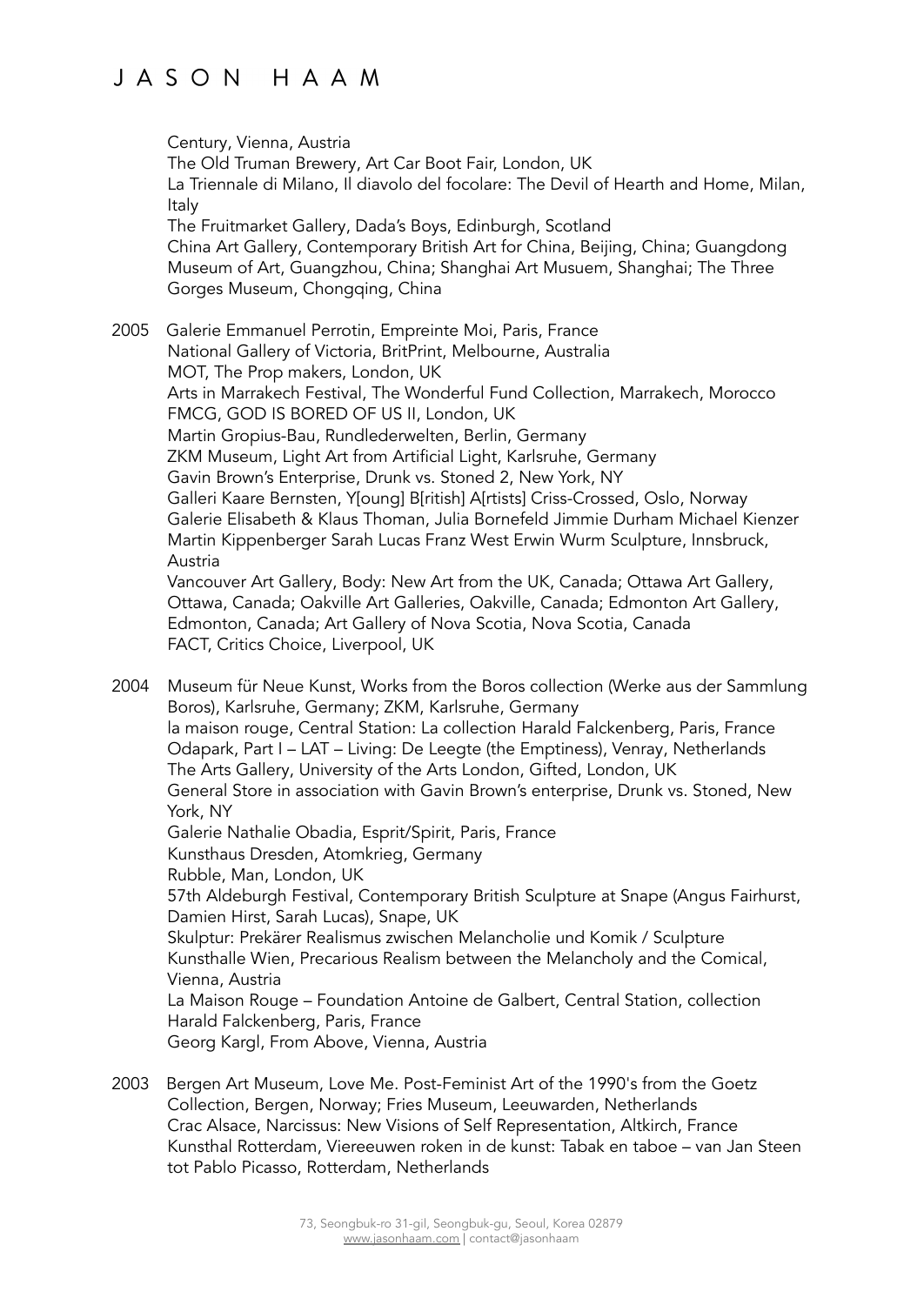Century, Vienna, Austria
The Old Truman Brewery, Art Car Boot Fair, London, UK
La Triennale di Milano, Il diavolo del focolare: The Devil of Hearth and Home, Milan, Italy
The Fruitmarket Gallery, Dada's Boys, Edinburgh, Scotland
China Art Gallery, Contemporary British Art for China, Beijing, China; Guangdong Museum of Art, Guangzhou, China; Shanghai Art Musuem, Shanghai; The Three Gorges Museum, Chongqing, China

2005 Galerie Emmanuel Perrotin, Empreinte Moi, Paris, France
National Gallery of Victoria, BritPrint, Melbourne, Australia
MOT, The Prop makers, London, UK
Arts in Marrakech Festival, The Wonderful Fund Collection, Marrakech, Morocco
FMCG, GOD IS BORED OF US II, London, UK
Martin Gropius-Bau, Rundlederwelten, Berlin, Germany
ZKM Museum, Light Art from Artificial Light, Karlsruhe, Germany
Gavin Brown's Enterprise, Drunk vs. Stoned 2, New York, NY
Galleri Kaare Bernsten, Y[oung] B[ritish] A[rtists] Criss-Crossed, Oslo, Norway
Galerie Elisabeth & Klaus Thoman, Julia Bornefeld Jimmie Durham Michael Kienzer Martin Kippenberger Sarah Lucas Franz West Erwin Wurm Sculpture, Innsbruck, Austria
Vancouver Art Gallery, Body: New Art from the UK, Canada; Ottawa Art Gallery, Ottawa, Canada; Oakville Art Galleries, Oakville, Canada; Edmonton Art Gallery, Edmonton, Canada; Art Gallery of Nova Scotia, Nova Scotia, Canada
FACT, Critics Choice, Liverpool, UK

2004 Museum für Neue Kunst, Works from the Boros collection (Werke aus der Sammlung Boros), Karlsruhe, Germany; ZKM, Karlsruhe, Germany
la maison rouge, Central Station: La collection Harald Falckenberg, Paris, France
Odapark, Part I – LAT – Living: De Leegte (the Emptiness), Venray, Netherlands
The Arts Gallery, University of the Arts London, Gifted, London, UK
General Store in association with Gavin Brown's enterprise, Drunk vs. Stoned, New York, NY
Galerie Nathalie Obadia, Esprit/Spirit, Paris, France
Kunsthaus Dresden, Atomkrieg, Germany
Rubble, Man, London, UK
57th Aldeburgh Festival, Contemporary British Sculpture at Snape (Angus Fairhurst, Damien Hirst, Sarah Lucas), Snape, UK
Skulptur: Prekärer Realismus zwischen Melancholie und Komik / Sculpture Kunsthalle Wien, Precarious Realism between the Melancholy and the Comical, Vienna, Austria
La Maison Rouge – Foundation Antoine de Galbert, Central Station, collection Harald Falckenberg, Paris, France
Georg Kargl, From Above, Vienna, Austria

2003 Bergen Art Museum, Love Me. Post-Feminist Art of the 1990's from the Goetz Collection, Bergen, Norway; Fries Museum, Leeuwarden, Netherlands
Crac Alsace, Narcissus: New Visions of Self Representation, Altkirch, France
Kunsthal Rotterdam, Viereeuwen roken in de kunst: Tabak en taboe – van Jan Steen tot Pablo Picasso, Rotterdam, Netherlands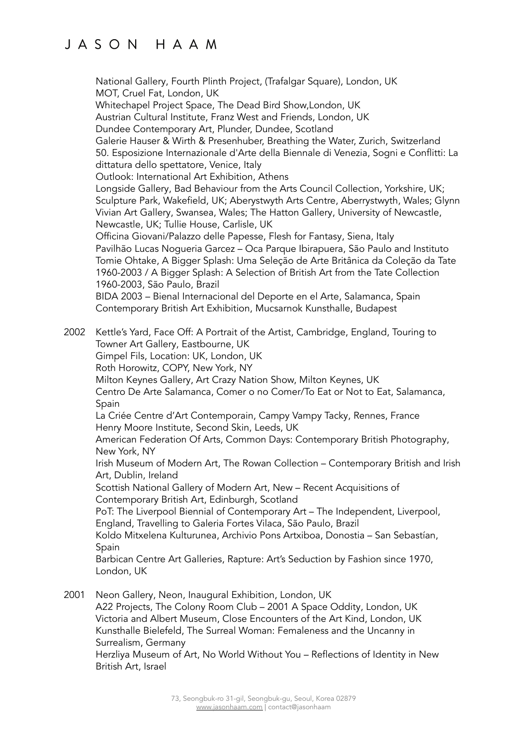National Gallery, Fourth Plinth Project, (Trafalgar Square), London, UK
MOT, Cruel Fat, London, UK
Whitechapel Project Space, The Dead Bird Show,London, UK
Austrian Cultural Institute, Franz West and Friends, London, UK
Dundee Contemporary Art, Plunder, Dundee, Scotland
Galerie Hauser & Wirth & Presenhuber, Breathing the Water, Zurich, Switzerland
50. Esposizione Internazionale d'Arte della Biennale di Venezia, Sogni e Conflitti: La dittatura dello spettatore, Venice, Italy
Outlook: International Art Exhibition, Athens
Longside Gallery, Bad Behaviour from the Arts Council Collection, Yorkshire, UK; Sculpture Park, Wakefield, UK; Aberystwyth Arts Centre, Aberrystwyth, Wales; Glynn Vivian Art Gallery, Swansea, Wales; The Hatton Gallery, University of Newcastle, Newcastle, UK; Tullie House, Carlisle, UK
Officina Giovani/Palazzo delle Papesse, Flesh for Fantasy, Siena, Italy
Pavilhão Lucas Nogueria Garcez – Oca Parque Ibirapuera, São Paulo and Instituto Tomie Ohtake, A Bigger Splash: Uma Seleção de Arte Britânica da Coleção da Tate 1960-2003 / A Bigger Splash: A Selection of British Art from the Tate Collection 1960-2003, São Paulo, Brazil
BIDA 2003 – Bienal Internacional del Deporte en el Arte, Salamanca, Spain
Contemporary British Art Exhibition, Mucsarnok Kunsthalle, Budapest

2002 Kettle's Yard, Face Off: A Portrait of the Artist, Cambridge, England, Touring to Towner Art Gallery, Eastbourne, UK
Gimpel Fils, Location: UK, London, UK
Roth Horowitz, COPY, New York, NY
Milton Keynes Gallery, Art Crazy Nation Show, Milton Keynes, UK
Centro De Arte Salamanca, Comer o no Comer/To Eat or Not to Eat, Salamanca, Spain
La Criée Centre d'Art Contemporain, Campy Vampy Tacky, Rennes, France
Henry Moore Institute, Second Skin, Leeds, UK
American Federation Of Arts, Common Days: Contemporary British Photography, New York, NY
Irish Museum of Modern Art, The Rowan Collection – Contemporary British and Irish Art, Dublin, Ireland
Scottish National Gallery of Modern Art, New – Recent Acquisitions of Contemporary British Art, Edinburgh, Scotland
PoT: The Liverpool Biennial of Contemporary Art – The Independent, Liverpool, England, Travelling to Galeria Fortes Vilaca, São Paulo, Brazil
Koldo Mitxelena Kulturunea, Archivio Pons Artxiboa, Donostia – San Sebastían, Spain
Barbican Centre Art Galleries, Rapture: Art's Seduction by Fashion since 1970, London, UK

2001 Neon Gallery, Neon, Inaugural Exhibition, London, UK
A22 Projects, The Colony Room Club – 2001 A Space Oddity, London, UK
Victoria and Albert Museum, Close Encounters of the Art Kind, London, UK
Kunsthalle Bielefeld, The Surreal Woman: Femaleness and the Uncanny in Surrealism, Germany
Herzliya Museum of Art, No World Without You – Reflections of Identity in New British Art, Israel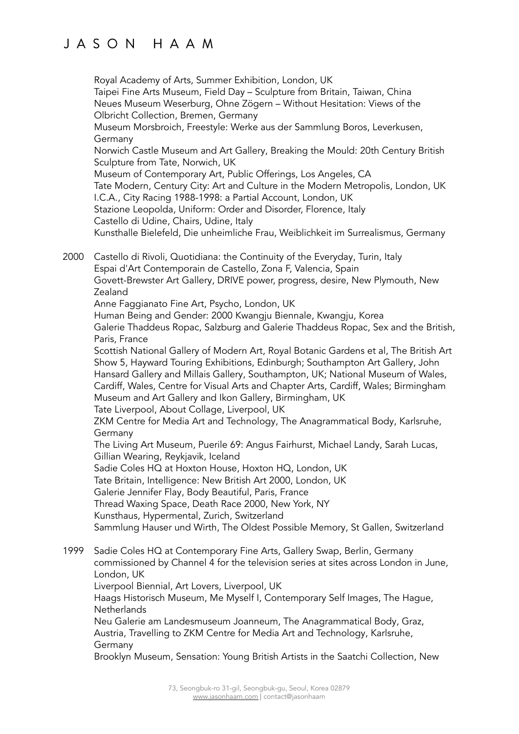Royal Academy of Arts, Summer Exhibition, London, UK
Taipei Fine Arts Museum, Field Day – Sculpture from Britain, Taiwan, China
Neues Museum Weserburg, Ohne Zögern – Without Hesitation: Views of the Olbricht Collection, Bremen, Germany
Museum Morsbroich, Freestyle: Werke aus der Sammlung Boros, Leverkusen, Germany
Norwich Castle Museum and Art Gallery, Breaking the Mould: 20th Century British Sculpture from Tate, Norwich, UK
Museum of Contemporary Art, Public Offerings, Los Angeles, CA
Tate Modern, Century City: Art and Culture in the Modern Metropolis, London, UK
I.C.A., City Racing 1988-1998: a Partial Account, London, UK
Stazione Leopolda, Uniform: Order and Disorder, Florence, Italy
Castello di Udine, Chairs, Udine, Italy
Kunsthalle Bielefeld, Die unheimliche Frau, Weiblichkeit im Surrealismus, Germany

2000 Castello di Rivoli, Quotidiana: the Continuity of the Everyday, Turin, Italy
Espai d'Art Contemporain de Castello, Zona F, Valencia, Spain
Govett-Brewster Art Gallery, DRIVE power, progress, desire, New Plymouth, New Zealand
Anne Faggianato Fine Art, Psycho, London, UK
Human Being and Gender: 2000 Kwangju Biennale, Kwangju, Korea
Galerie Thaddeus Ropac, Salzburg and Galerie Thaddeus Ropac, Sex and the British, Paris, France
Scottish National Gallery of Modern Art, Royal Botanic Gardens et al, The British Art Show 5, Hayward Touring Exhibitions, Edinburgh; Southampton Art Gallery, John Hansard Gallery and Millais Gallery, Southampton, UK; National Museum of Wales, Cardiff, Wales, Centre for Visual Arts and Chapter Arts, Cardiff, Wales; Birmingham Museum and Art Gallery and Ikon Gallery, Birmingham, UK
Tate Liverpool, About Collage, Liverpool, UK
ZKM Centre for Media Art and Technology, The Anagrammatical Body, Karlsruhe, Germany
The Living Art Museum, Puerile 69: Angus Fairhurst, Michael Landy, Sarah Lucas, Gillian Wearing, Reykjavik, Iceland
Sadie Coles HQ at Hoxton House, Hoxton HQ, London, UK
Tate Britain, Intelligence: New British Art 2000, London, UK
Galerie Jennifer Flay, Body Beautiful, Paris, France
Thread Waxing Space, Death Race 2000, New York, NY
Kunsthaus, Hypermental, Zurich, Switzerland
Sammlung Hauser und Wirth, The Oldest Possible Memory, St Gallen, Switzerland

1999 Sadie Coles HQ at Contemporary Fine Arts, Gallery Swap, Berlin, Germany
commissioned by Channel 4 for the television series at sites across London in June, London, UK
Liverpool Biennial, Art Lovers, Liverpool, UK
Haags Historisch Museum, Me Myself I, Contemporary Self Images, The Hague, Netherlands
Neu Galerie am Landesmuseum Joanneum, The Anagrammatical Body, Graz, Austria, Travelling to ZKM Centre for Media Art and Technology, Karlsruhe, Germany
Brooklyn Museum, Sensation: Young British Artists in the Saatchi Collection, New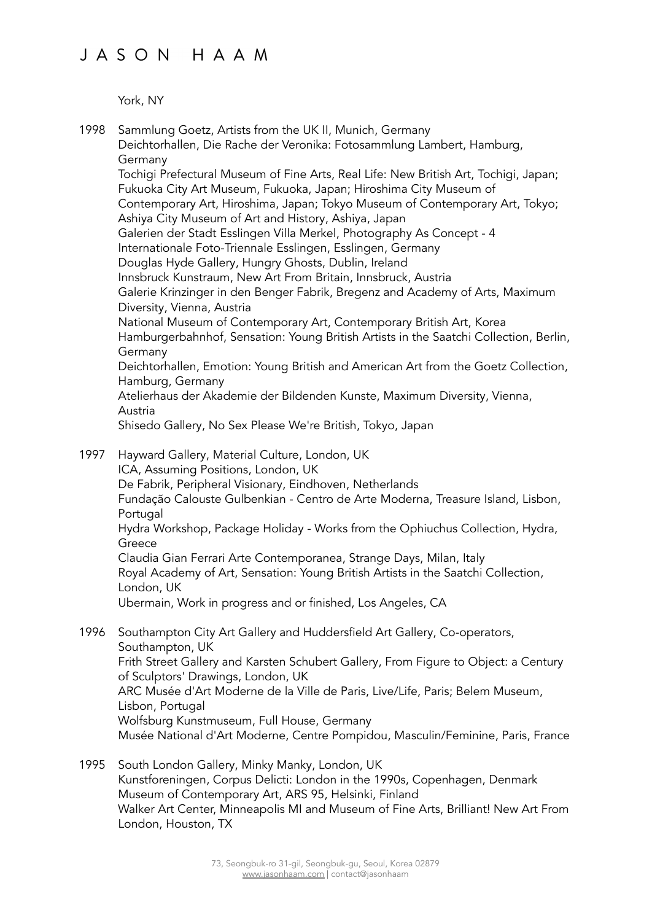York, NY

**1998**

Sammlung Goetz, Artists from the UK II, Munich, Germany
Deichtorhallen, Die Rache der Veronika: Fotosammlung Lambert, Hamburg, Germany
Tochigi Prefectural Museum of Fine Arts, Real Life: New British Art, Tochigi, Japan; Fukuoka City Art Museum, Fukuoka, Japan; Hiroshima City Museum of Contemporary Art, Hiroshima, Japan; Tokyo Museum of Contemporary Art, Tokyo; Ashiya City Museum of Art and History, Ashiya, Japan
Galerien der Stadt Esslingen Villa Merkel, Photography As Concept - 4 Internationale Foto-Triennale Esslingen, Esslingen, Germany
Douglas Hyde Gallery, Hungry Ghosts, Dublin, Ireland
Innsbruck Kunstraum, New Art From Britain, Innsbruck, Austria
Galerie Krinzinger in den Benger Fabrik, Bregenz and Academy of Arts, Maximum Diversity, Vienna, Austria
National Museum of Contemporary Art, Contemporary British Art, Korea
Hamburgerbahnhof, Sensation: Young British Artists in the Saatchi Collection, Berlin, Germany
Deichtorhallen, Emotion: Young British and American Art from the Goetz Collection, Hamburg, Germany
Atelierhaus der Akademie der Bildenden Kunste, Maximum Diversity, Vienna, Austria
Shisedo Gallery, No Sex Please We're British, Tokyo, Japan

**1997**

Hayward Gallery, Material Culture, London, UK
ICA, Assuming Positions, London, UK
De Fabrik, Peripheral Visionary, Eindhoven, Netherlands
Fundação Calouste Gulbenkian - Centro de Arte Moderna, Treasure Island, Lisbon, Portugal
Hydra Workshop, Package Holiday - Works from the Ophiuchus Collection, Hydra, Greece
Claudia Gian Ferrari Arte Contemporanea, Strange Days, Milan, Italy
Royal Academy of Art, Sensation: Young British Artists in the Saatchi Collection, London, UK
Ubermain, Work in progress and or finished, Los Angeles, CA

**1996**

Southampton City Art Gallery and Huddersfield Art Gallery, Co-operators, Southampton, UK
Frith Street Gallery and Karsten Schubert Gallery, From Figure to Object: a Century of Sculptors' Drawings, London, UK
ARC Musée d'Art Moderne de la Ville de Paris, Live/Life, Paris; Belem Museum, Lisbon, Portugal
Wolfsburg Kunstmuseum, Full House, Germany
Musée National d'Art Moderne, Centre Pompidou, Masculin/Feminine, Paris, France

**1995**

South London Gallery, Minky Manky, London, UK
Kunstforeningen, Corpus Delicti: London in the 1990s, Copenhagen, Denmark
Museum of Contemporary Art, ARS 95, Helsinki, Finland
Walker Art Center, Minneapolis MI and Museum of Fine Arts, Brilliant! New Art From London, Houston, TX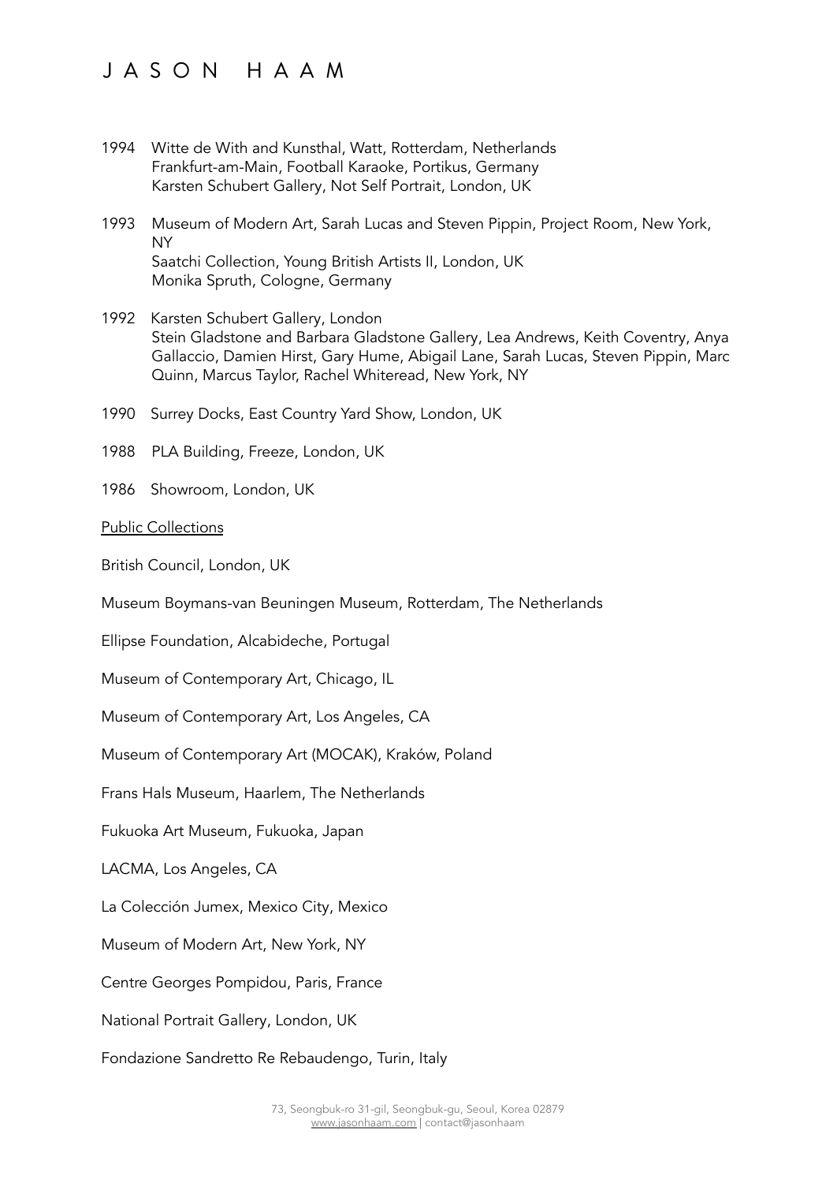1994 Witte de With and Kunsthal, Watt, Rotterdam, Netherlands
Frankfurt-am-Main, Football Karaoke, Portikus, Germany
Karsten Schubert Gallery, Not Self Portrait, London, UK

1993 Museum of Modern Art, Sarah Lucas and Steven Pippin, Project Room, New York, NY
Saatchi Collection, Young British Artists II, London, UK
Monika Spruth, Cologne, Germany

1992 Karsten Schubert Gallery, London
Stein Gladstone and Barbara Gladstone Gallery, Lea Andrews, Keith Coventry, Anya Gallaccio, Damien Hirst, Gary Hume, Abigail Lane, Sarah Lucas, Steven Pippin, Marc Quinn, Marcus Taylor, Rachel Whiteread, New York, NY

1990 Surrey Docks, East Country Yard Show, London, UK

1988 PLA Building, Freeze, London, UK

1986 Showroom, London, UK

<u>Public Collections</u>

British Council, London, UK

Museum Boymans-van Beuningen Museum, Rotterdam, The Netherlands

Ellipse Foundation, Alcabideche, Portugal

Museum of Contemporary Art, Chicago, IL

Museum of Contemporary Art, Los Angeles, CA

Museum of Contemporary Art (MOCAK), Kraków, Poland

Frans Hals Museum, Haarlem, The Netherlands

Fukuoka Art Museum, Fukuoka, Japan

LACMA, Los Angeles, CA

La Colección Jumex, Mexico City, Mexico

Museum of Modern Art, New York, NY

Centre Georges Pompidou, Paris, France

National Portrait Gallery, London, UK

Fondazione Sandretto Re Rebaudengo, Turin, Italy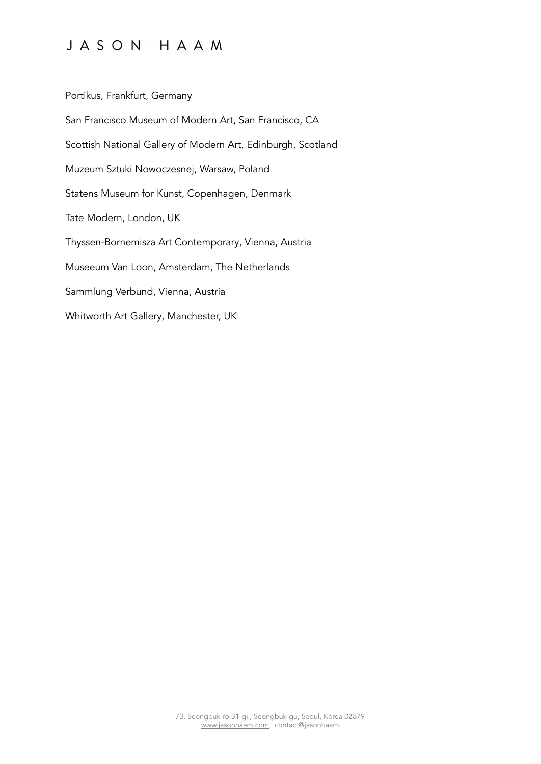Portikus, Frankfurt, Germany

San Francisco Museum of Modern Art, San Francisco, CA

Scottish National Gallery of Modern Art, Edinburgh, Scotland

Muzeum Sztuki Nowoczesnej, Warsaw, Poland

Statens Museum for Kunst, Copenhagen, Denmark

Tate Modern, London, UK

Thyssen-Bornemisza Art Contemporary, Vienna, Austria

Museeum Van Loon, Amsterdam, The Netherlands

Sammlung Verbund, Vienna, Austria

Whitworth Art Gallery, Manchester, UK